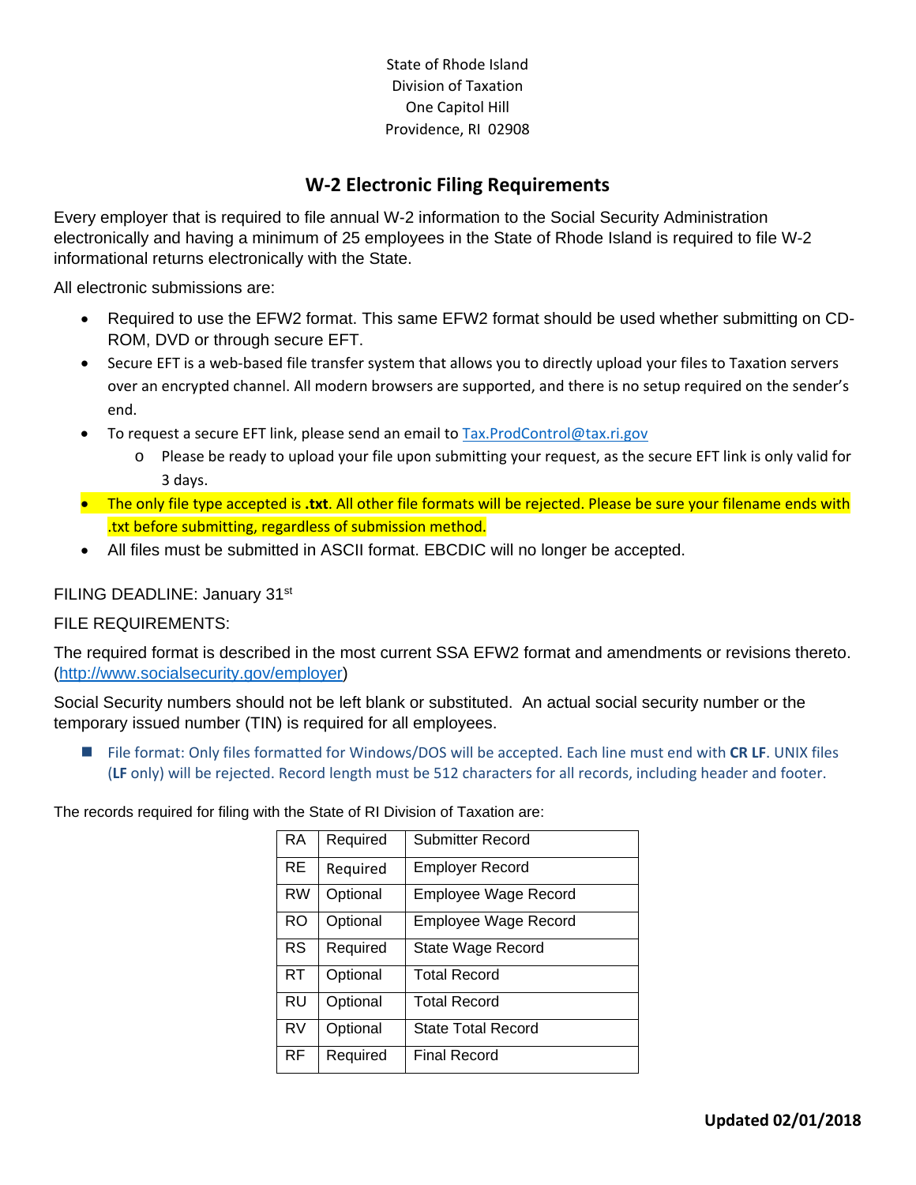State of Rhode Island
Division of Taxation
One Capitol Hill
Providence, RI 02908

## W-2 Electronic Filing Requirements

Every employer that is required to file annual W-2 information to the Social Security Administration electronically and having a minimum of 25 employees in the State of Rhode Island is required to file W-2 informational returns electronically with the State.

All electronic submissions are:

- Required to use the EFW2 format. This same EFW2 format should be used whether submitting on CD-ROM, DVD or through secure EFT.
- Secure EFT is a web-based file transfer system that allows you to directly upload your files to Taxation servers over an encrypted channel. All modern browsers are supported, and there is no setup required on the sender's end.
- To request a secure EFT link, please send an email to Tax.ProdControl@tax.ri.gov
  - Please be ready to upload your file upon submitting your request, as the secure EFT link is only valid for 3 days.
- The only file type accepted is **.txt**. All other file formats will be rejected. Please be sure your filename ends with .txt before submitting, regardless of submission method.
- All files must be submitted in ASCII format. EBCDIC will no longer be accepted.

FILING DEADLINE: January 31st

FILE REQUIREMENTS:

The required format is described in the most current SSA EFW2 format and amendments or revisions thereto. (http://www.socialsecurity.gov/employer)

Social Security numbers should not be left blank or substituted. An actual social security number or the temporary issued number (TIN) is required for all employees.

- File format: Only files formatted for Windows/DOS will be accepted. Each line must end with **CR LF**. UNIX files (**LF** only) will be rejected. Record length must be 512 characters for all records, including header and footer.

The records required for filing with the State of RI Division of Taxation are:

| | | |
|---|---|---|
| RA | Required | Submitter Record |
| RE | Required | Employer Record |
| RW | Optional | Employee Wage Record |
| RO | Optional | Employee Wage Record |
| RS | Required | State Wage Record |
| RT | Optional | Total Record |
| RU | Optional | Total Record |
| RV | Optional | State Total Record |
| RF | Required | Final Record |

**Updated 02/01/2018**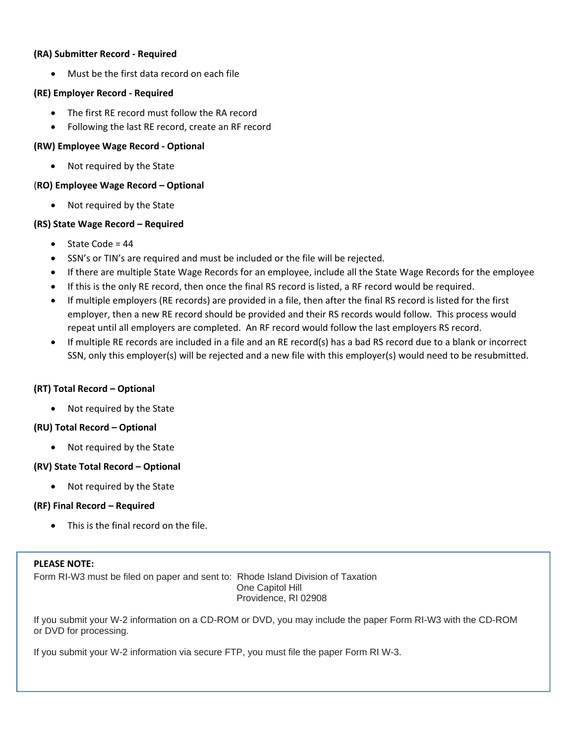**(RA) Submitter Record - Required**

- Must be the first data record on each file

**(RE) Employer Record - Required**

- The first RE record must follow the RA record
- Following the last RE record, create an RF record

**(RW) Employee Wage Record - Optional**

- Not required by the State

(**RO) Employee Wage Record – Optional**

- Not required by the State

**(RS) State Wage Record – Required**

- State Code = 44
- SSN's or TIN's are required and must be included or the file will be rejected.
- If there are multiple State Wage Records for an employee, include all the State Wage Records for the employee
- If this is the only RE record, then once the final RS record is listed, a RF record would be required.
- If multiple employers (RE records) are provided in a file, then after the final RS record is listed for the first employer, then a new RE record should be provided and their RS records would follow. This process would repeat until all employers are completed. An RF record would follow the last employers RS record.
- If multiple RE records are included in a file and an RE record(s) has a bad RS record due to a blank or incorrect SSN, only this employer(s) will be rejected and a new file with this employer(s) would need to be resubmitted.

**(RT) Total Record – Optional**

- Not required by the State

**(RU) Total Record – Optional**

- Not required by the State

**(RV) State Total Record – Optional**

- Not required by the State

**(RF) Final Record – Required**

- This is the final record on the file.

**PLEASE NOTE:**

Form RI-W3 must be filed on paper and sent to: Rhode Island Division of Taxation
One Capitol Hill
Providence, RI 02908

If you submit your W-2 information on a CD-ROM or DVD, you may include the paper Form RI-W3 with the CD-ROM or DVD for processing.

If you submit your W-2 information via secure FTP, you must file the paper Form RI W-3.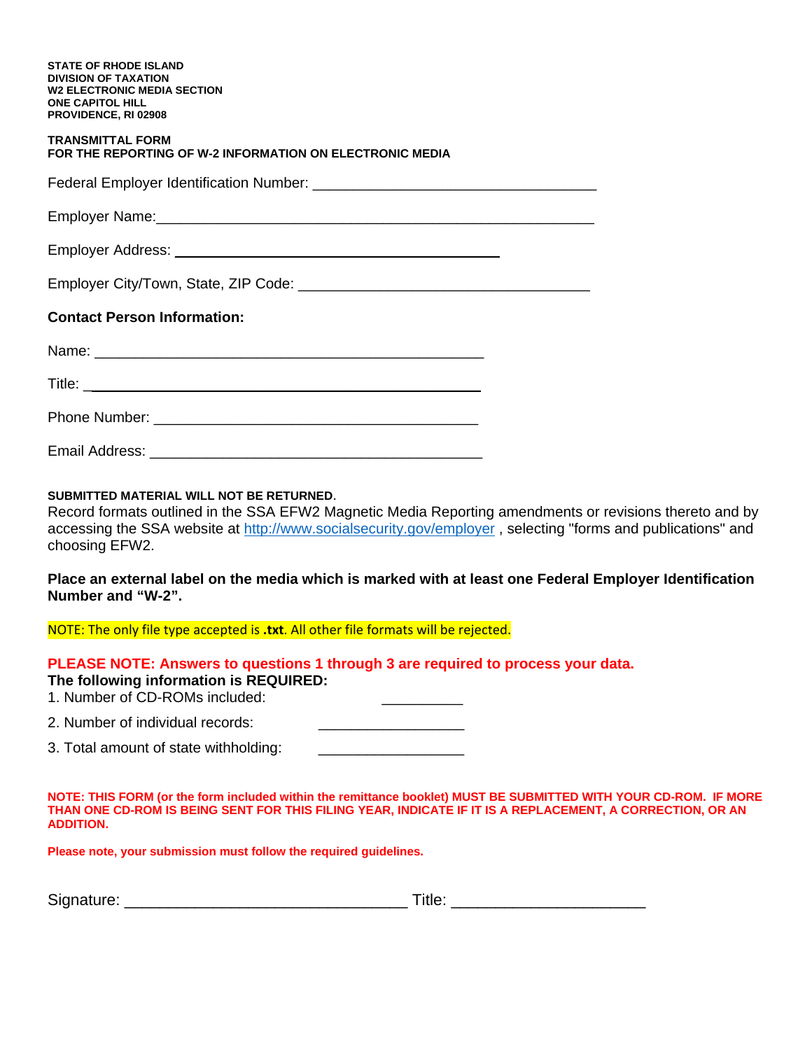**STATE OF RHODE ISLAND**
**DIVISION OF TAXATION**
**W2 ELECTRONIC MEDIA SECTION**
**ONE CAPITOL HILL**
**PROVIDENCE, RI 02908**

**TRANSMITTAL FORM**
**FOR THE REPORTING OF W-2 INFORMATION ON ELECTRONIC MEDIA**

Federal Employer Identification Number: ___________________________________

Employer Name: _______________________________________________________

Employer Address: ________________________________________

Employer City/Town, State, ZIP Code: ____________________________________

**Contact Person Information:**

Name: ________________________________________________

Title: ________________________________________________

Phone Number: ________________________________________

Email Address: ________________________________________

**SUBMITTED MATERIAL WILL NOT BE RETURNED.**

Record formats outlined in the SSA EFW2 Magnetic Media Reporting amendments or revisions thereto and by accessing the SSA website at http://www.socialsecurity.gov/employer , selecting "forms and publications" and choosing EFW2.

**Place an external label on the media which is marked with at least one Federal Employer Identification Number and "W-2".**

NOTE: The only file type accepted is **.txt**. All other file formats will be rejected.

**PLEASE NOTE: Answers to questions 1 through 3 are required to process your data.**

**The following information is REQUIRED:**

1. Number of CD-ROMs included: __________
2. Number of individual records: __________________
3. Total amount of state withholding: __________________

**NOTE: THIS FORM (or the form included within the remittance booklet) MUST BE SUBMITTED WITH YOUR CD-ROM. IF MORE THAN ONE CD-ROM IS BEING SENT FOR THIS FILING YEAR, INDICATE IF IT IS A REPLACEMENT, A CORRECTION, OR AN ADDITION.**

**Please note, your submission must follow the required guidelines.**

Signature: ________________________________ Title: ______________________